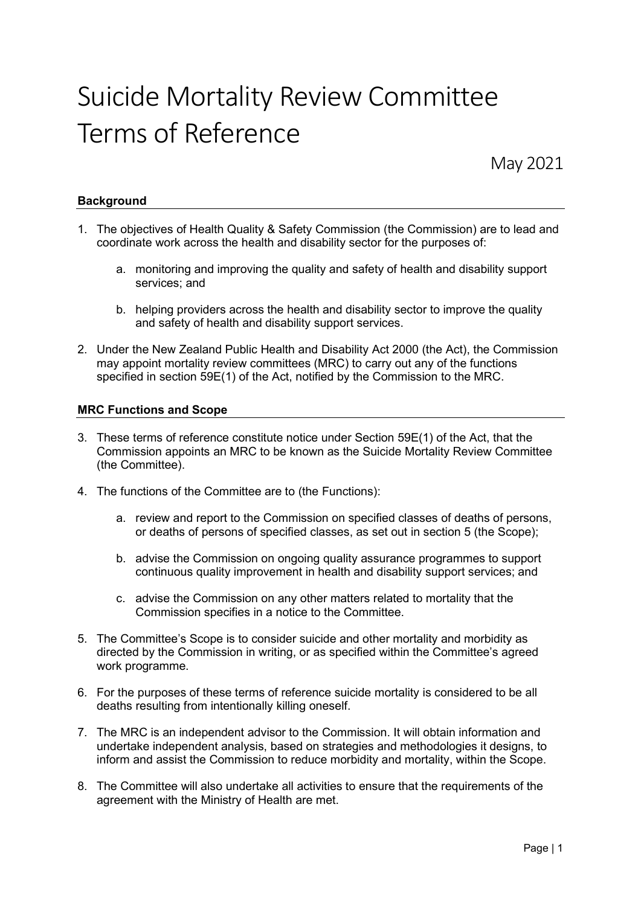# Suicide Mortality Review Committee Terms of Reference

May 2021

### Background

1. The objectives of Health Quality & Safety Commission (the Commission) are to lead and coordinate work across the health and disability sector for the purposes of:

    a. monitoring and improving the quality and safety of health and disability support services; and

    b. helping providers across the health and disability sector to improve the quality and safety of health and disability support services.

2. Under the New Zealand Public Health and Disability Act 2000 (the Act), the Commission may appoint mortality review committees (MRC) to carry out any of the functions specified in section 59E(1) of the Act, notified by the Commission to the MRC.

### MRC Functions and Scope

3. These terms of reference constitute notice under Section 59E(1) of the Act, that the Commission appoints an MRC to be known as the Suicide Mortality Review Committee (the Committee).

4. The functions of the Committee are to (the Functions):

    a. review and report to the Commission on specified classes of deaths of persons, or deaths of persons of specified classes, as set out in section 5 (the Scope);

    b. advise the Commission on ongoing quality assurance programmes to support continuous quality improvement in health and disability support services; and

    c. advise the Commission on any other matters related to mortality that the Commission specifies in a notice to the Committee.

5. The Committee's Scope is to consider suicide and other mortality and morbidity as directed by the Commission in writing, or as specified within the Committee's agreed work programme.

6. For the purposes of these terms of reference suicide mortality is considered to be all deaths resulting from intentionally killing oneself.

7. The MRC is an independent advisor to the Commission. It will obtain information and undertake independent analysis, based on strategies and methodologies it designs, to inform and assist the Commission to reduce morbidity and mortality, within the Scope.

8. The Committee will also undertake all activities to ensure that the requirements of the agreement with the Ministry of Health are met.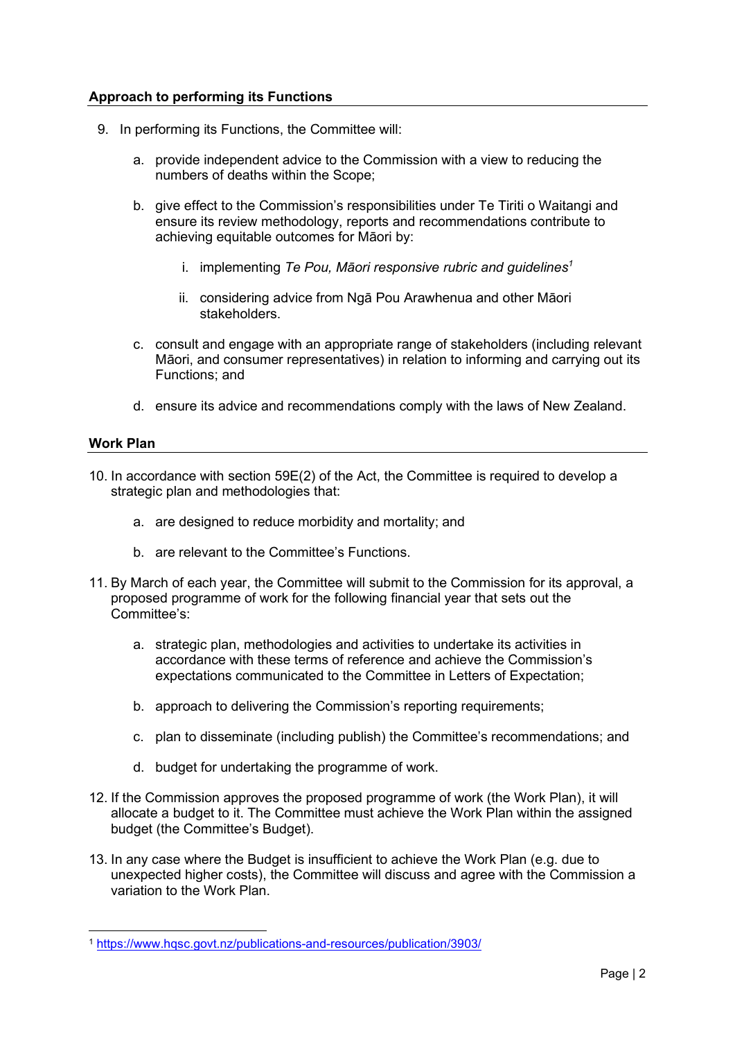### Approach to performing its Functions

9. In performing its Functions, the Committee will:

   a. provide independent advice to the Commission with a view to reducing the numbers of deaths within the Scope;

   b. give effect to the Commission's responsibilities under Te Tiriti o Waitangi and ensure its review methodology, reports and recommendations contribute to achieving equitable outcomes for Māori by:

      i. implementing *Te Pou, Māori responsive rubric and guidelines*[1]

      ii. considering advice from Ngā Pou Arawhenua and other Māori stakeholders.

   c. consult and engage with an appropriate range of stakeholders (including relevant Māori, and consumer representatives) in relation to informing and carrying out its Functions; and

   d. ensure its advice and recommendations comply with the laws of New Zealand.

### Work Plan

10. In accordance with section 59E(2) of the Act, the Committee is required to develop a strategic plan and methodologies that:

    a. are designed to reduce morbidity and mortality; and

    b. are relevant to the Committee's Functions.

11. By March of each year, the Committee will submit to the Commission for its approval, a proposed programme of work for the following financial year that sets out the Committee's:

    a. strategic plan, methodologies and activities to undertake its activities in accordance with these terms of reference and achieve the Commission's expectations communicated to the Committee in Letters of Expectation;

    b. approach to delivering the Commission's reporting requirements;

    c. plan to disseminate (including publish) the Committee's recommendations; and

    d. budget for undertaking the programme of work.

12. If the Commission approves the proposed programme of work (the Work Plan), it will allocate a budget to it. The Committee must achieve the Work Plan within the assigned budget (the Committee's Budget).

13. In any case where the Budget is insufficient to achieve the Work Plan (e.g. due to unexpected higher costs), the Committee will discuss and agree with the Commission a variation to the Work Plan.

---

[1] https://www.hqsc.govt.nz/publications-and-resources/publication/3903/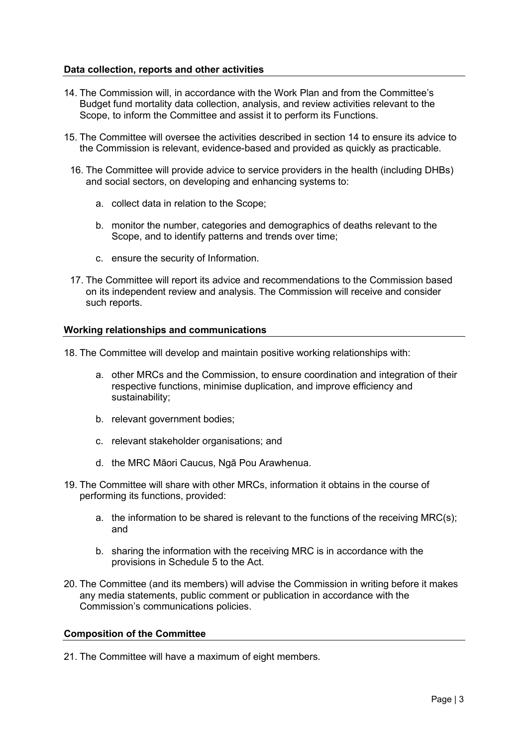**Data collection, reports and other activities**

14. The Commission will, in accordance with the Work Plan and from the Committee's Budget fund mortality data collection, analysis, and review activities relevant to the Scope, to inform the Committee and assist it to perform its Functions.

15. The Committee will oversee the activities described in section 14 to ensure its advice to the Commission is relevant, evidence-based and provided as quickly as practicable.

16. The Committee will provide advice to service providers in the health (including DHBs) and social sectors, on developing and enhancing systems to:

    a. collect data in relation to the Scope;

    b. monitor the number, categories and demographics of deaths relevant to the Scope, and to identify patterns and trends over time;

    c. ensure the security of Information.

17. The Committee will report its advice and recommendations to the Commission based on its independent review and analysis. The Commission will receive and consider such reports.

**Working relationships and communications**

18. The Committee will develop and maintain positive working relationships with:

    a. other MRCs and the Commission, to ensure coordination and integration of their respective functions, minimise duplication, and improve efficiency and sustainability;

    b. relevant government bodies;

    c. relevant stakeholder organisations; and

    d. the MRC Māori Caucus, Ngā Pou Arawhenua.

19. The Committee will share with other MRCs, information it obtains in the course of performing its functions, provided:

    a. the information to be shared is relevant to the functions of the receiving MRC(s); and

    b. sharing the information with the receiving MRC is in accordance with the provisions in Schedule 5 to the Act.

20. The Committee (and its members) will advise the Commission in writing before it makes any media statements, public comment or publication in accordance with the Commission's communications policies.

**Composition of the Committee**

21. The Committee will have a maximum of eight members.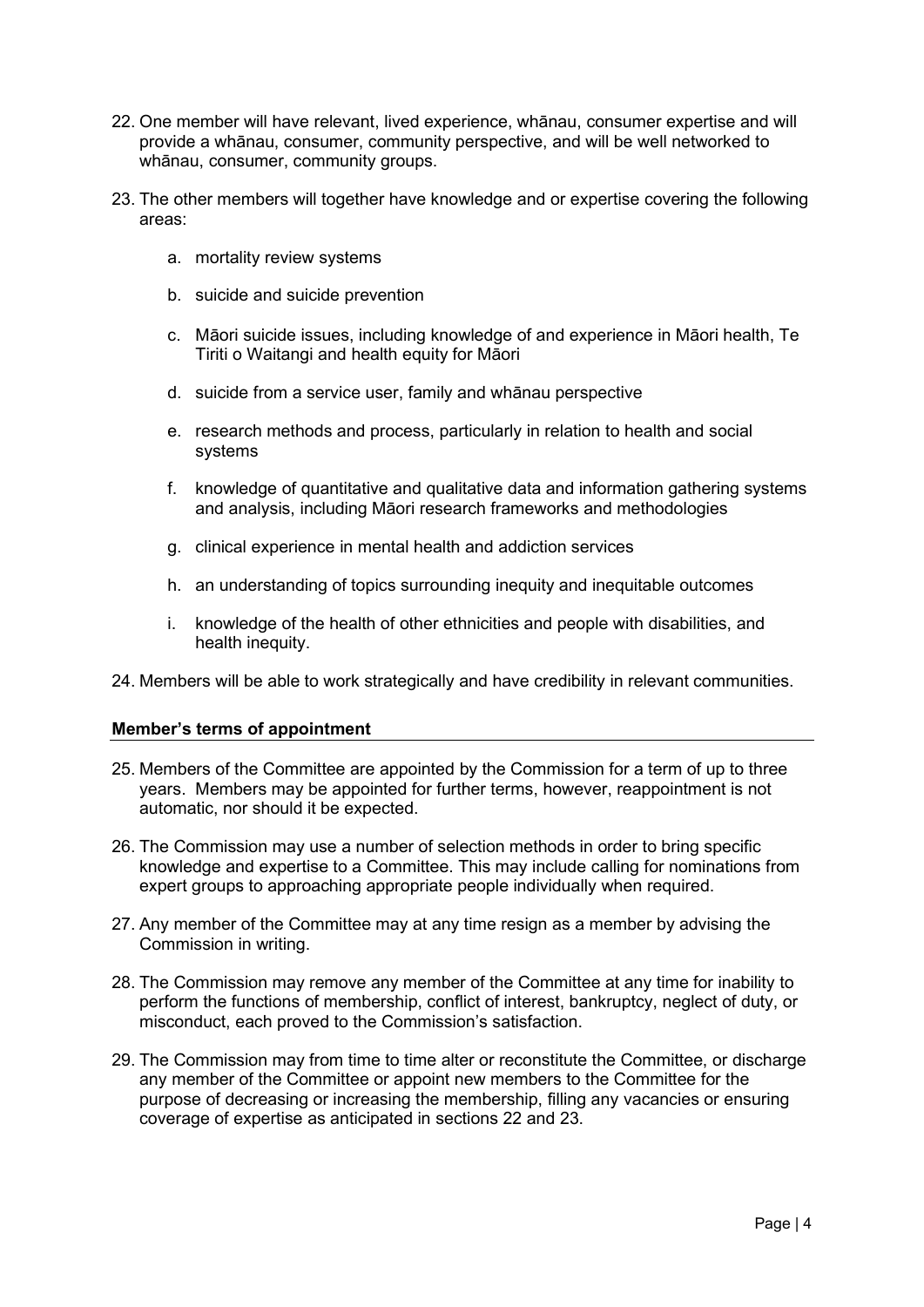22. One member will have relevant, lived experience, whānau, consumer expertise and will provide a whānau, consumer, community perspective, and will be well networked to whānau, consumer, community groups.

23. The other members will together have knowledge and or expertise covering the following areas:

    a. mortality review systems

    b. suicide and suicide prevention

    c. Māori suicide issues, including knowledge of and experience in Māori health, Te Tiriti o Waitangi and health equity for Māori

    d. suicide from a service user, family and whānau perspective

    e. research methods and process, particularly in relation to health and social systems

    f. knowledge of quantitative and qualitative data and information gathering systems and analysis, including Māori research frameworks and methodologies

    g. clinical experience in mental health and addiction services

    h. an understanding of topics surrounding inequity and inequitable outcomes

    i. knowledge of the health of other ethnicities and people with disabilities, and health inequity.

24. Members will be able to work strategically and have credibility in relevant communities.

**Member's terms of appointment**

25. Members of the Committee are appointed by the Commission for a term of up to three years. Members may be appointed for further terms, however, reappointment is not automatic, nor should it be expected.

26. The Commission may use a number of selection methods in order to bring specific knowledge and expertise to a Committee. This may include calling for nominations from expert groups to approaching appropriate people individually when required.

27. Any member of the Committee may at any time resign as a member by advising the Commission in writing.

28. The Commission may remove any member of the Committee at any time for inability to perform the functions of membership, conflict of interest, bankruptcy, neglect of duty, or misconduct, each proved to the Commission's satisfaction.

29. The Commission may from time to time alter or reconstitute the Committee, or discharge any member of the Committee or appoint new members to the Committee for the purpose of decreasing or increasing the membership, filling any vacancies or ensuring coverage of expertise as anticipated in sections 22 and 23.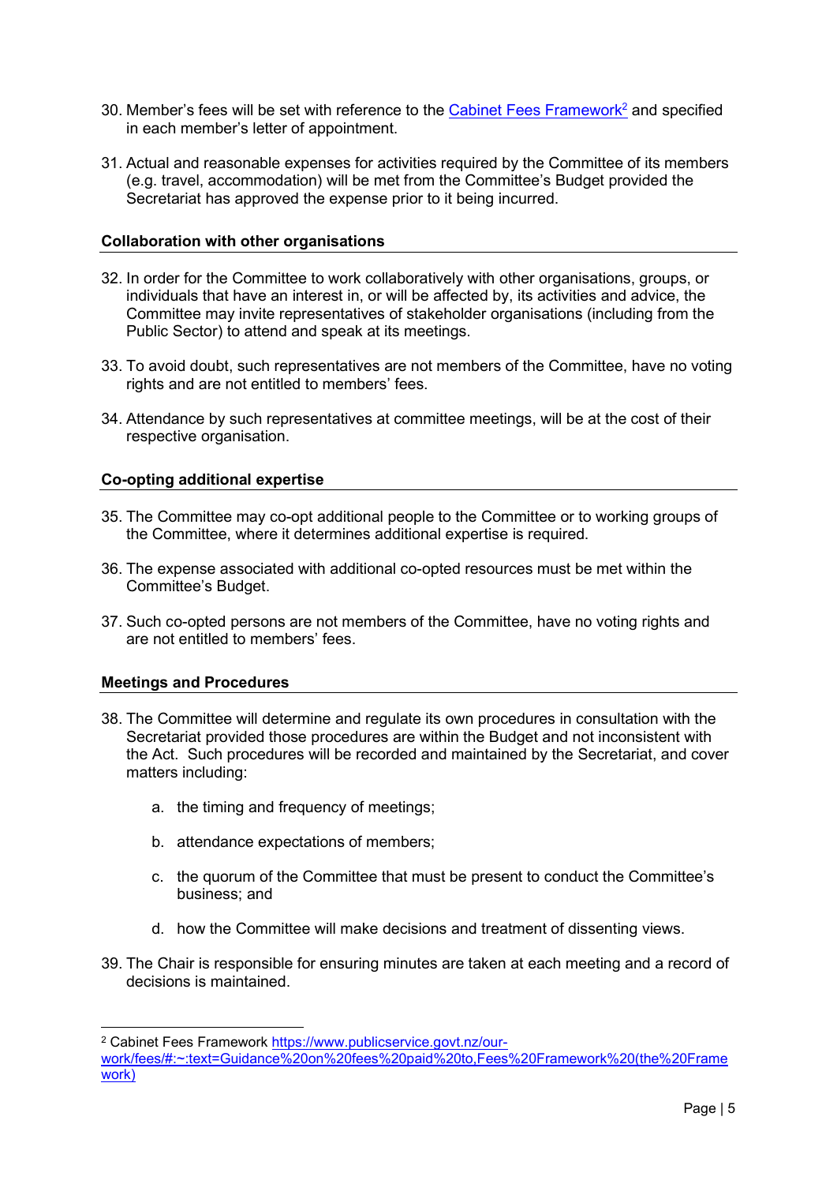30. Member's fees will be set with reference to the [Cabinet Fees Framework](https://www.publicservice.govt.nz/our-work/fees/#:~:text=Guidance%20on%20fees%20paid%20to,Fees%20Framework%20(the%20Framework))[2] and specified in each member's letter of appointment.

31. Actual and reasonable expenses for activities required by the Committee of its members (e.g. travel, accommodation) will be met from the Committee's Budget provided the Secretariat has approved the expense prior to it being incurred.

**Collaboration with other organisations**

32. In order for the Committee to work collaboratively with other organisations, groups, or individuals that have an interest in, or will be affected by, its activities and advice, the Committee may invite representatives of stakeholder organisations (including from the Public Sector) to attend and speak at its meetings.

33. To avoid doubt, such representatives are not members of the Committee, have no voting rights and are not entitled to members' fees.

34. Attendance by such representatives at committee meetings, will be at the cost of their respective organisation.

**Co-opting additional expertise**

35. The Committee may co-opt additional people to the Committee or to working groups of the Committee, where it determines additional expertise is required.

36. The expense associated with additional co-opted resources must be met within the Committee's Budget.

37. Such co-opted persons are not members of the Committee, have no voting rights and are not entitled to members' fees.

**Meetings and Procedures**

38. The Committee will determine and regulate its own procedures in consultation with the Secretariat provided those procedures are within the Budget and not inconsistent with the Act. Such procedures will be recorded and maintained by the Secretariat, and cover matters including:

    a. the timing and frequency of meetings;

    b. attendance expectations of members;

    c. the quorum of the Committee that must be present to conduct the Committee's business; and

    d. how the Committee will make decisions and treatment of dissenting views.

39. The Chair is responsible for ensuring minutes are taken at each meeting and a record of decisions is maintained.

---

[2] Cabinet Fees Framework [https://www.publicservice.govt.nz/our-work/fees/#:~:text=Guidance%20on%20fees%20paid%20to,Fees%20Framework%20(the%20Framework)](https://www.publicservice.govt.nz/our-work/fees/#:~:text=Guidance%20on%20fees%20paid%20to,Fees%20Framework%20(the%20Framework))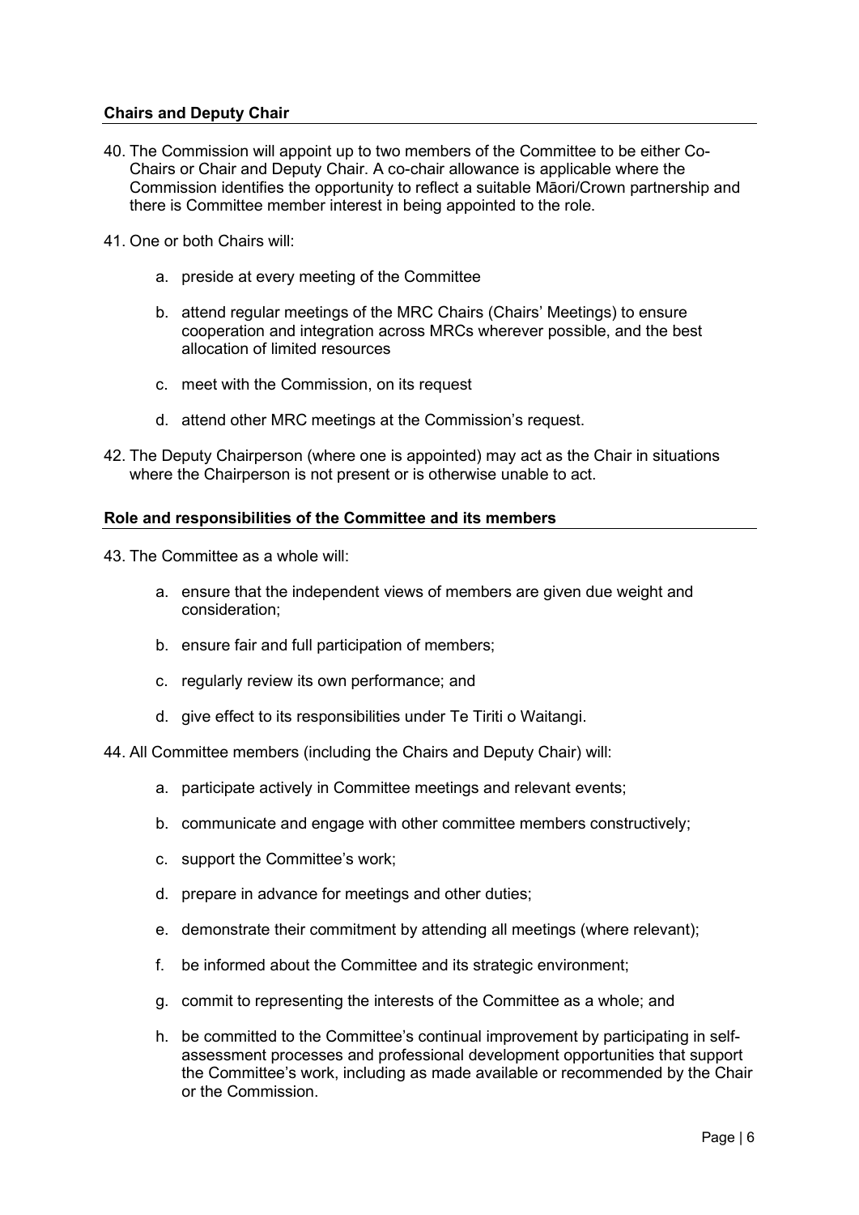## Chairs and Deputy Chair

40. The Commission will appoint up to two members of the Committee to be either Co-Chairs or Chair and Deputy Chair. A co-chair allowance is applicable where the Commission identifies the opportunity to reflect a suitable Māori/Crown partnership and there is Committee member interest in being appointed to the role.

41. One or both Chairs will:

    a. preside at every meeting of the Committee

    b. attend regular meetings of the MRC Chairs (Chairs' Meetings) to ensure cooperation and integration across MRCs wherever possible, and the best allocation of limited resources

    c. meet with the Commission, on its request

    d. attend other MRC meetings at the Commission's request.

42. The Deputy Chairperson (where one is appointed) may act as the Chair in situations where the Chairperson is not present or is otherwise unable to act.

## Role and responsibilities of the Committee and its members

43. The Committee as a whole will:

    a. ensure that the independent views of members are given due weight and consideration;

    b. ensure fair and full participation of members;

    c. regularly review its own performance; and

    d. give effect to its responsibilities under Te Tiriti o Waitangi.

44. All Committee members (including the Chairs and Deputy Chair) will:

    a. participate actively in Committee meetings and relevant events;

    b. communicate and engage with other committee members constructively;

    c. support the Committee's work;

    d. prepare in advance for meetings and other duties;

    e. demonstrate their commitment by attending all meetings (where relevant);

    f. be informed about the Committee and its strategic environment;

    g. commit to representing the interests of the Committee as a whole; and

    h. be committed to the Committee's continual improvement by participating in self-assessment processes and professional development opportunities that support the Committee's work, including as made available or recommended by the Chair or the Commission.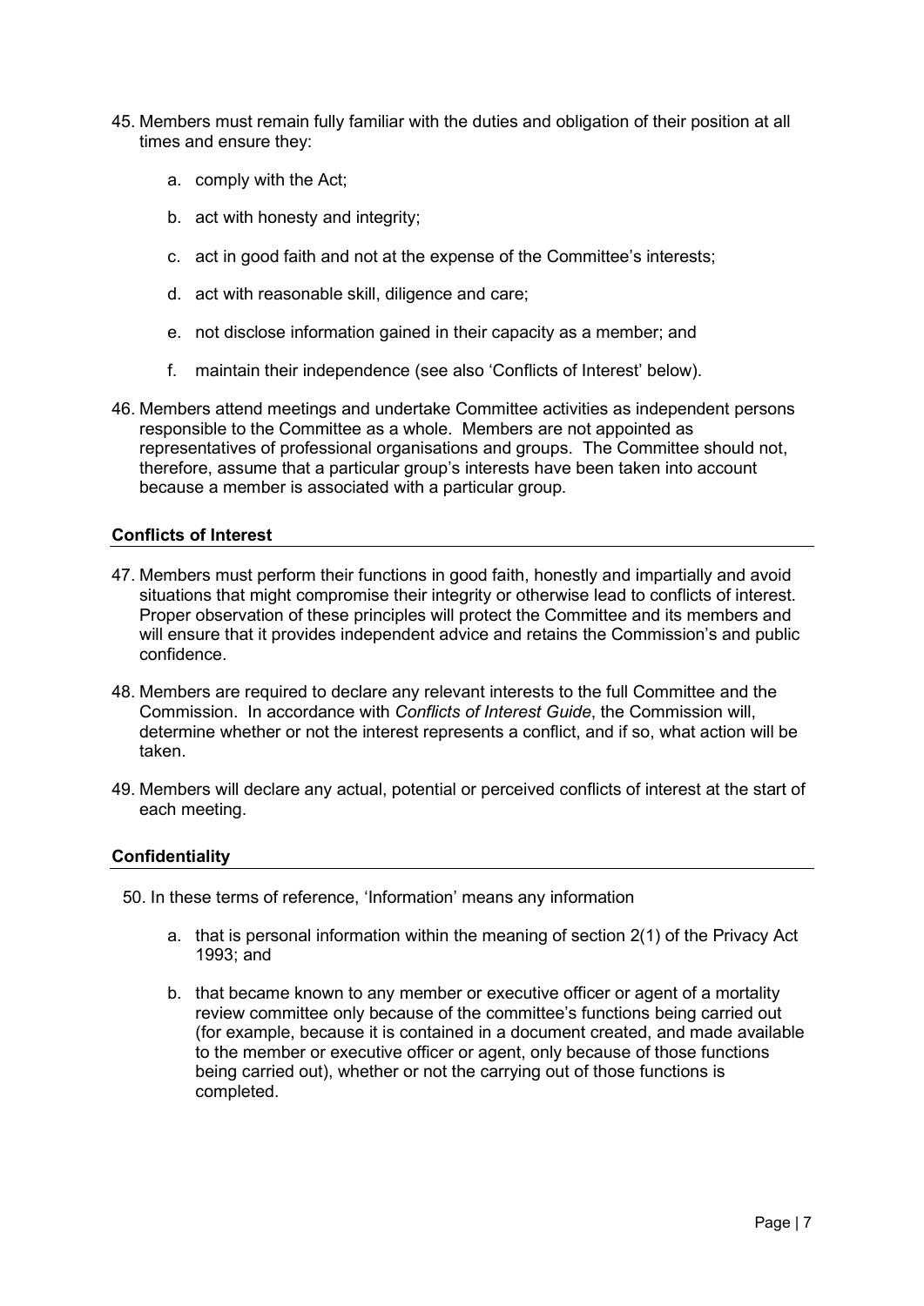45. Members must remain fully familiar with the duties and obligation of their position at all times and ensure they:

    a. comply with the Act;

    b. act with honesty and integrity;

    c. act in good faith and not at the expense of the Committee's interests;

    d. act with reasonable skill, diligence and care;

    e. not disclose information gained in their capacity as a member; and

    f. maintain their independence (see also 'Conflicts of Interest' below).

46. Members attend meetings and undertake Committee activities as independent persons responsible to the Committee as a whole. Members are not appointed as representatives of professional organisations and groups. The Committee should not, therefore, assume that a particular group's interests have been taken into account because a member is associated with a particular group.

**Conflicts of Interest**

47. Members must perform their functions in good faith, honestly and impartially and avoid situations that might compromise their integrity or otherwise lead to conflicts of interest. Proper observation of these principles will protect the Committee and its members and will ensure that it provides independent advice and retains the Commission's and public confidence.

48. Members are required to declare any relevant interests to the full Committee and the Commission. In accordance with *Conflicts of Interest Guide*, the Commission will, determine whether or not the interest represents a conflict, and if so, what action will be taken.

49. Members will declare any actual, potential or perceived conflicts of interest at the start of each meeting.

**Confidentiality**

50. In these terms of reference, 'Information' means any information

    a. that is personal information within the meaning of section 2(1) of the Privacy Act 1993; and

    b. that became known to any member or executive officer or agent of a mortality review committee only because of the committee's functions being carried out (for example, because it is contained in a document created, and made available to the member or executive officer or agent, only because of those functions being carried out), whether or not the carrying out of those functions is completed.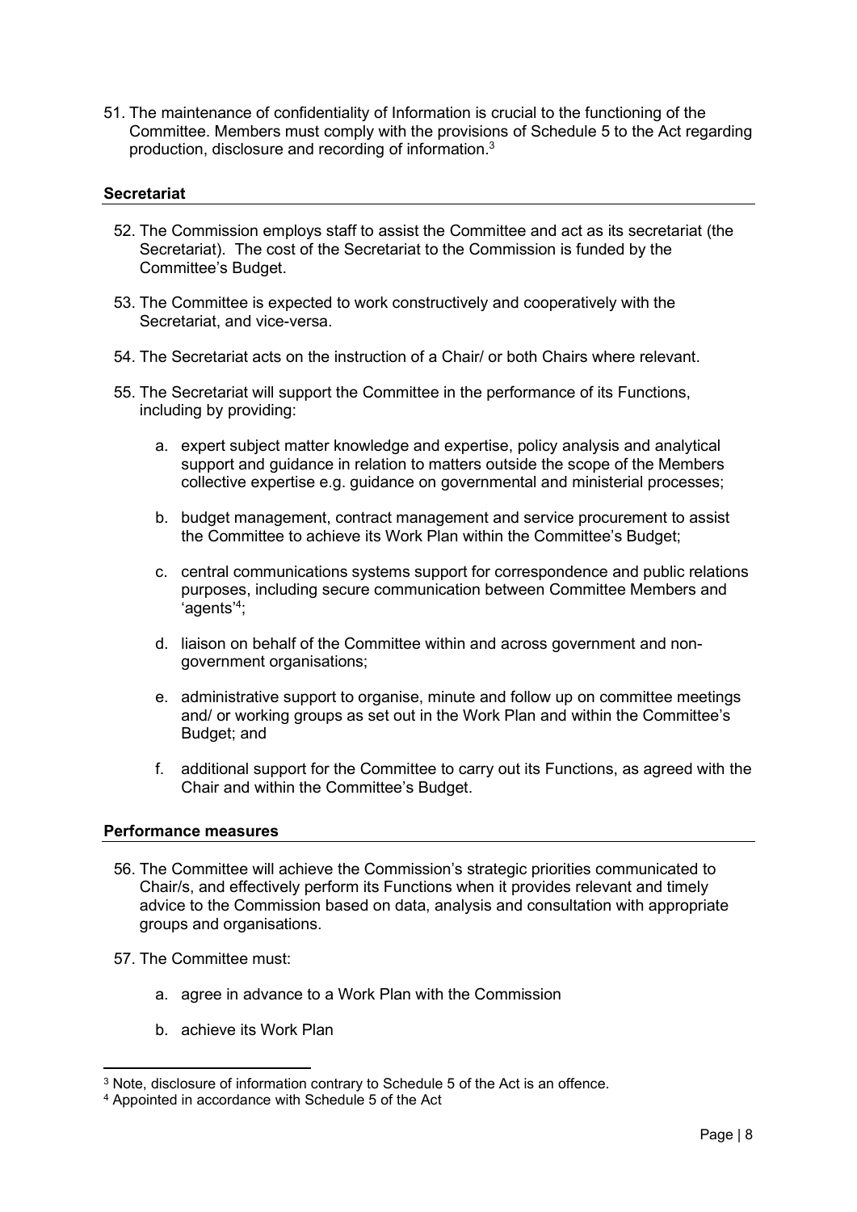51. The maintenance of confidentiality of Information is crucial to the functioning of the Committee. Members must comply with the provisions of Schedule 5 to the Act regarding production, disclosure and recording of information.[3]

**Secretariat**

52. The Commission employs staff to assist the Committee and act as its secretariat (the Secretariat). The cost of the Secretariat to the Commission is funded by the Committee's Budget.

53. The Committee is expected to work constructively and cooperatively with the Secretariat, and vice-versa.

54. The Secretariat acts on the instruction of a Chair/ or both Chairs where relevant.

55. The Secretariat will support the Committee in the performance of its Functions, including by providing:

    a. expert subject matter knowledge and expertise, policy analysis and analytical support and guidance in relation to matters outside the scope of the Members collective expertise e.g. guidance on governmental and ministerial processes;

    b. budget management, contract management and service procurement to assist the Committee to achieve its Work Plan within the Committee's Budget;

    c. central communications systems support for correspondence and public relations purposes, including secure communication between Committee Members and 'agents'[4];

    d. liaison on behalf of the Committee within and across government and non-government organisations;

    e. administrative support to organise, minute and follow up on committee meetings and/ or working groups as set out in the Work Plan and within the Committee's Budget; and

    f. additional support for the Committee to carry out its Functions, as agreed with the Chair and within the Committee's Budget.

**Performance measures**

56. The Committee will achieve the Commission's strategic priorities communicated to Chair/s, and effectively perform its Functions when it provides relevant and timely advice to the Commission based on data, analysis and consultation with appropriate groups and organisations.

57. The Committee must:

    a. agree in advance to a Work Plan with the Commission

    b. achieve its Work Plan

---

[3] Note, disclosure of information contrary to Schedule 5 of the Act is an offence.

[4] Appointed in accordance with Schedule 5 of the Act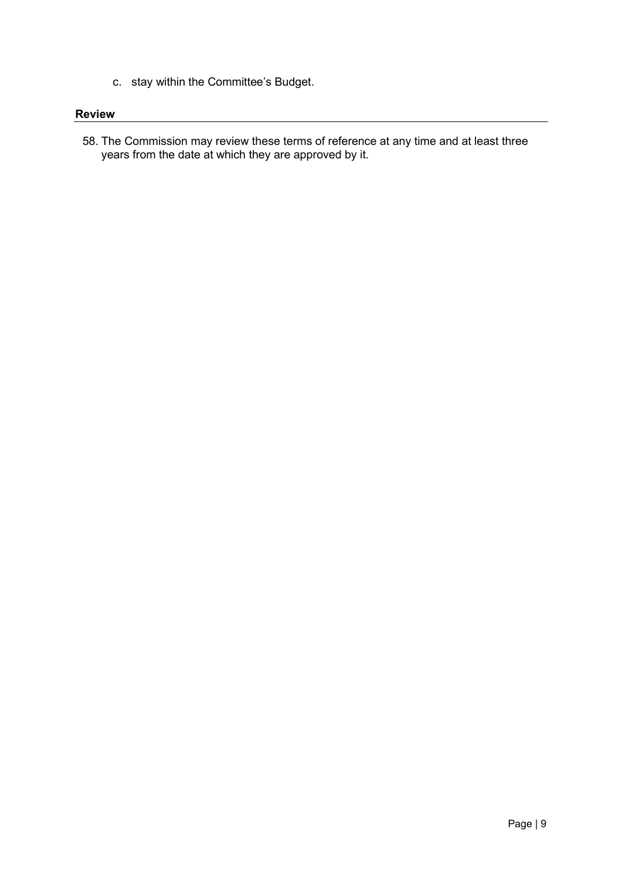c. stay within the Committee's Budget.

## Review

58. The Commission may review these terms of reference at any time and at least three years from the date at which they are approved by it.